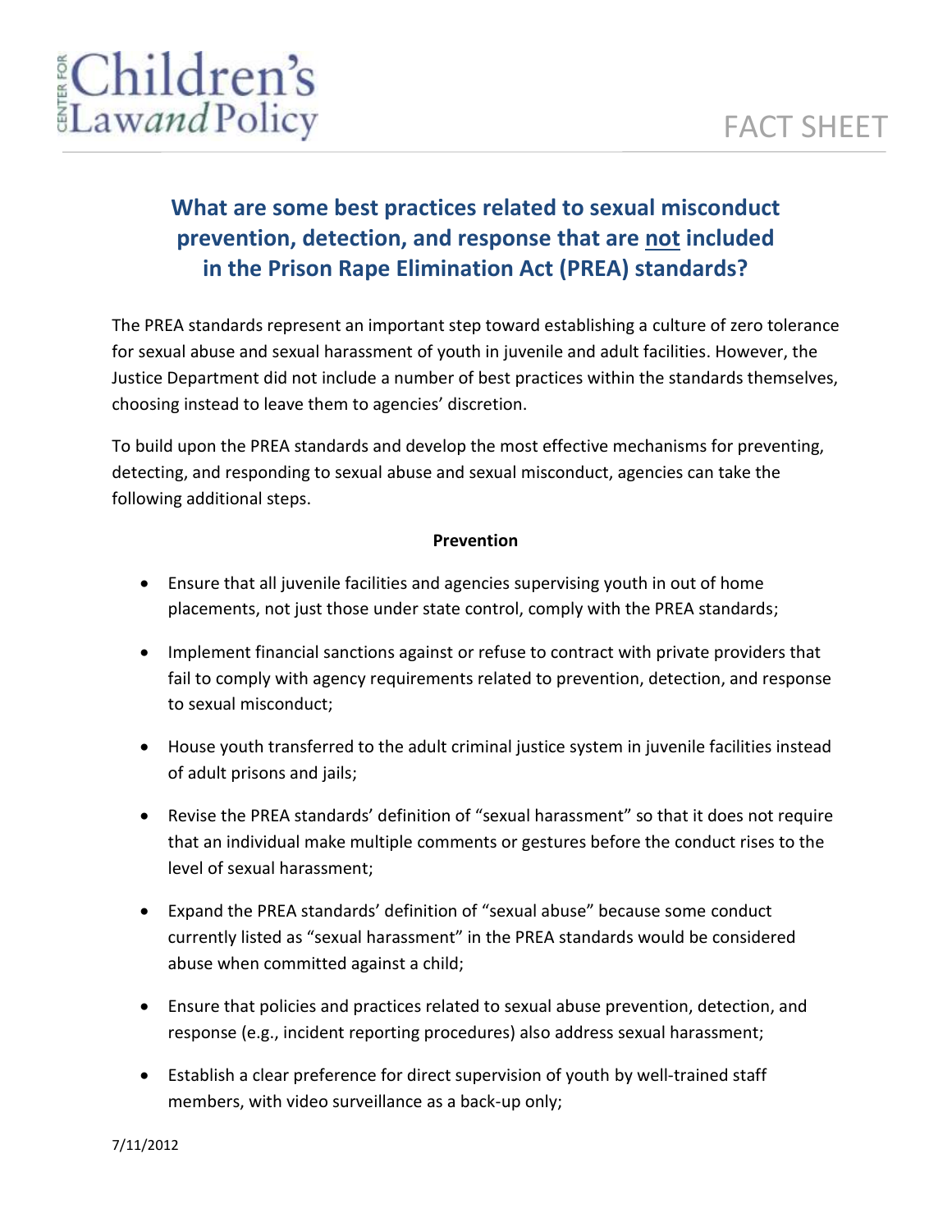Center for Children's Law and Policy

FACT SHEET

## What are some best practices related to sexual misconduct prevention, detection, and response that are not included in the Prison Rape Elimination Act (PREA) standards?

The PREA standards represent an important step toward establishing a culture of zero tolerance for sexual abuse and sexual harassment of youth in juvenile and adult facilities. However, the Justice Department did not include a number of best practices within the standards themselves, choosing instead to leave them to agencies' discretion.

To build upon the PREA standards and develop the most effective mechanisms for preventing, detecting, and responding to sexual abuse and sexual misconduct, agencies can take the following additional steps.

**Prevention**

- Ensure that all juvenile facilities and agencies supervising youth in out of home placements, not just those under state control, comply with the PREA standards;
- Implement financial sanctions against or refuse to contract with private providers that fail to comply with agency requirements related to prevention, detection, and response to sexual misconduct;
- House youth transferred to the adult criminal justice system in juvenile facilities instead of adult prisons and jails;
- Revise the PREA standards' definition of "sexual harassment" so that it does not require that an individual make multiple comments or gestures before the conduct rises to the level of sexual harassment;
- Expand the PREA standards' definition of "sexual abuse" because some conduct currently listed as "sexual harassment" in the PREA standards would be considered abuse when committed against a child;
- Ensure that policies and practices related to sexual abuse prevention, detection, and response (e.g., incident reporting procedures) also address sexual harassment;
- Establish a clear preference for direct supervision of youth by well-trained staff members, with video surveillance as a back-up only;

7/11/2012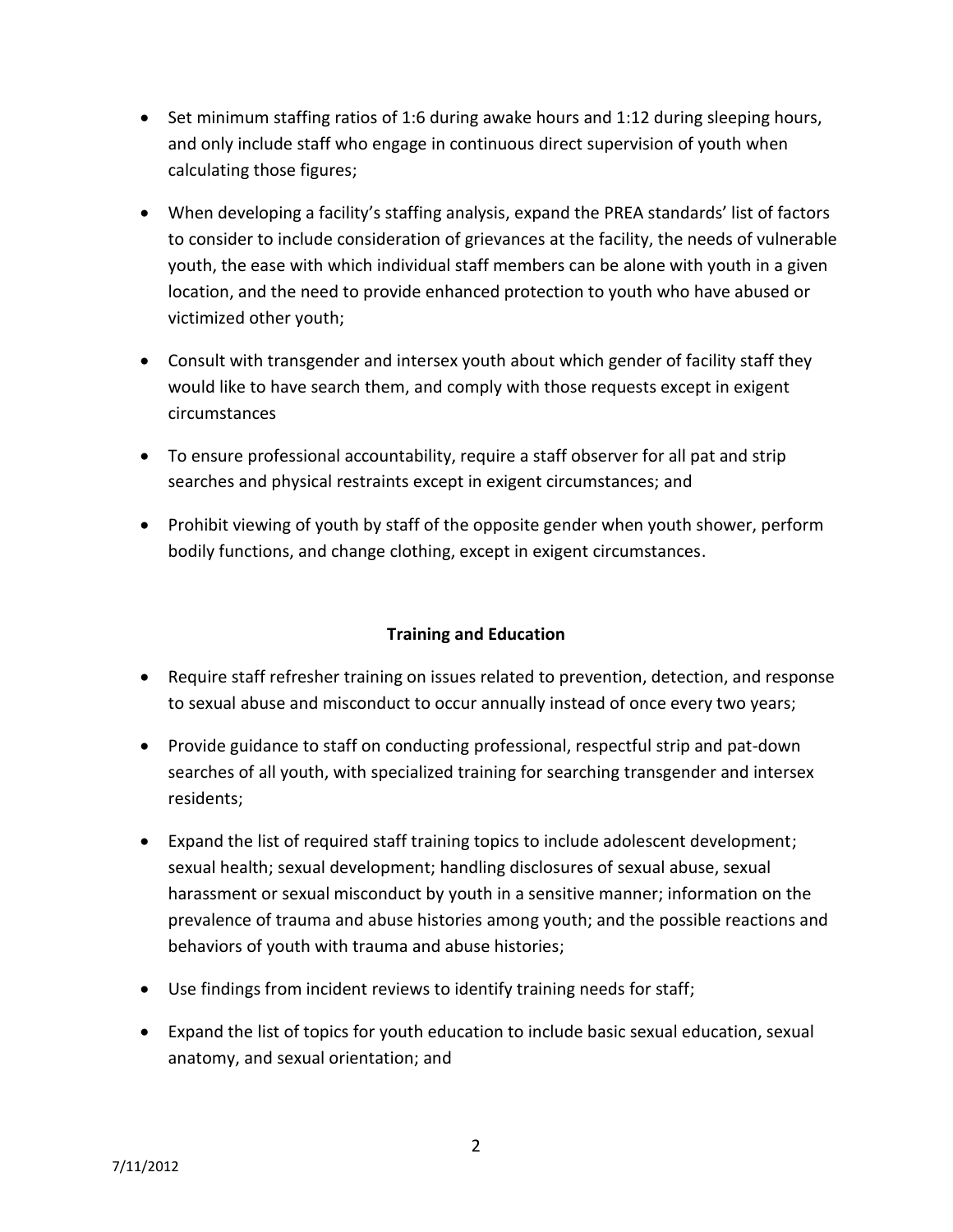- Set minimum staffing ratios of 1:6 during awake hours and 1:12 during sleeping hours, and only include staff who engage in continuous direct supervision of youth when calculating those figures;
- When developing a facility's staffing analysis, expand the PREA standards' list of factors to consider to include consideration of grievances at the facility, the needs of vulnerable youth, the ease with which individual staff members can be alone with youth in a given location, and the need to provide enhanced protection to youth who have abused or victimized other youth;
- Consult with transgender and intersex youth about which gender of facility staff they would like to have search them, and comply with those requests except in exigent circumstances
- To ensure professional accountability, require a staff observer for all pat and strip searches and physical restraints except in exigent circumstances; and
- Prohibit viewing of youth by staff of the opposite gender when youth shower, perform bodily functions, and change clothing, except in exigent circumstances.

## Training and Education

- Require staff refresher training on issues related to prevention, detection, and response to sexual abuse and misconduct to occur annually instead of once every two years;
- Provide guidance to staff on conducting professional, respectful strip and pat-down searches of all youth, with specialized training for searching transgender and intersex residents;
- Expand the list of required staff training topics to include adolescent development; sexual health; sexual development; handling disclosures of sexual abuse, sexual harassment or sexual misconduct by youth in a sensitive manner; information on the prevalence of trauma and abuse histories among youth; and the possible reactions and behaviors of youth with trauma and abuse histories;
- Use findings from incident reviews to identify training needs for staff;
- Expand the list of topics for youth education to include basic sexual education, sexual anatomy, and sexual orientation; and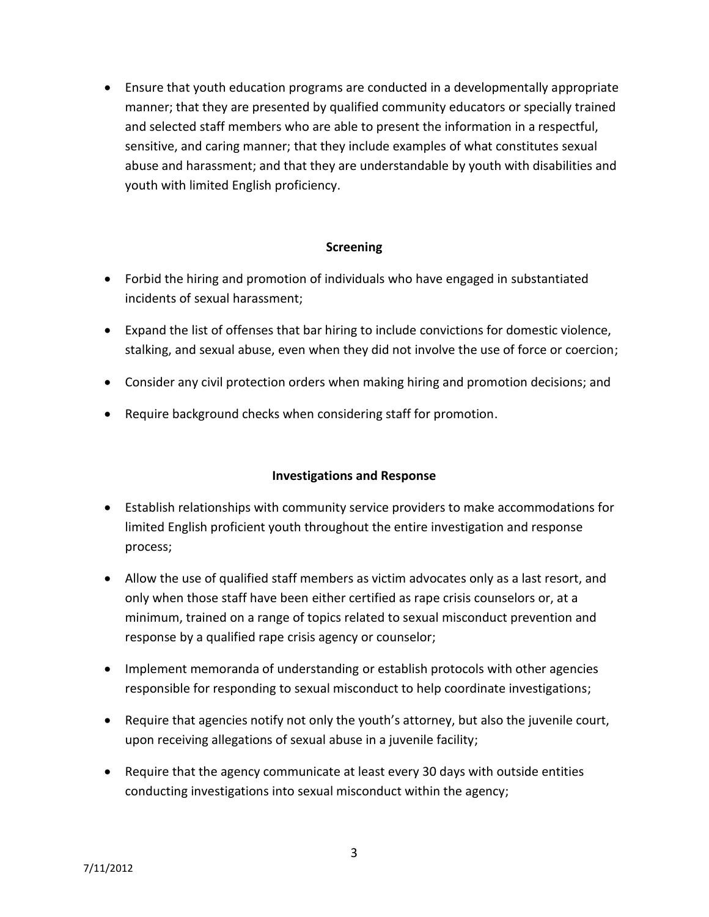- Ensure that youth education programs are conducted in a developmentally appropriate manner; that they are presented by qualified community educators or specially trained and selected staff members who are able to present the information in a respectful, sensitive, and caring manner; that they include examples of what constitutes sexual abuse and harassment; and that they are understandable by youth with disabilities and youth with limited English proficiency.

## Screening

- Forbid the hiring and promotion of individuals who have engaged in substantiated incidents of sexual harassment;
- Expand the list of offenses that bar hiring to include convictions for domestic violence, stalking, and sexual abuse, even when they did not involve the use of force or coercion;
- Consider any civil protection orders when making hiring and promotion decisions; and
- Require background checks when considering staff for promotion.

## Investigations and Response

- Establish relationships with community service providers to make accommodations for limited English proficient youth throughout the entire investigation and response process;
- Allow the use of qualified staff members as victim advocates only as a last resort, and only when those staff have been either certified as rape crisis counselors or, at a minimum, trained on a range of topics related to sexual misconduct prevention and response by a qualified rape crisis agency or counselor;
- Implement memoranda of understanding or establish protocols with other agencies responsible for responding to sexual misconduct to help coordinate investigations;
- Require that agencies notify not only the youth's attorney, but also the juvenile court, upon receiving allegations of sexual abuse in a juvenile facility;
- Require that the agency communicate at least every 30 days with outside entities conducting investigations into sexual misconduct within the agency;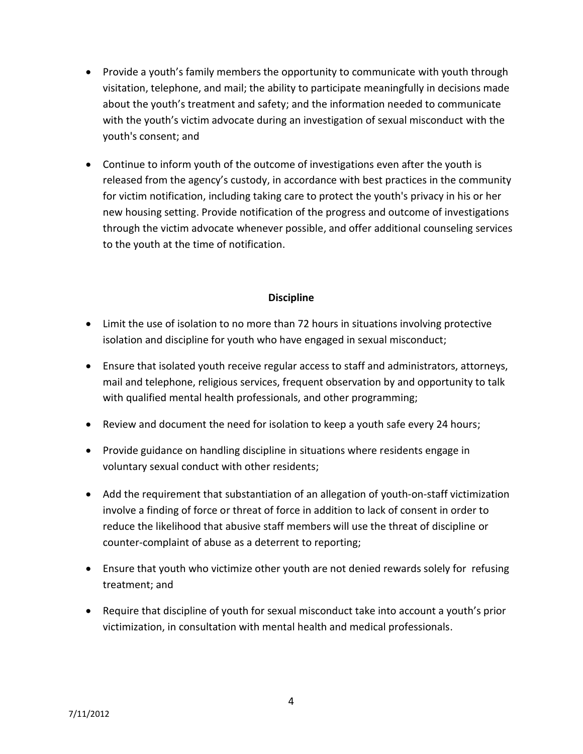- Provide a youth's family members the opportunity to communicate with youth through visitation, telephone, and mail; the ability to participate meaningfully in decisions made about the youth's treatment and safety; and the information needed to communicate with the youth's victim advocate during an investigation of sexual misconduct with the youth's consent; and

- Continue to inform youth of the outcome of investigations even after the youth is released from the agency's custody, in accordance with best practices in the community for victim notification, including taking care to protect the youth's privacy in his or her new housing setting. Provide notification of the progress and outcome of investigations through the victim advocate whenever possible, and offer additional counseling services to the youth at the time of notification.

**Discipline**

- Limit the use of isolation to no more than 72 hours in situations involving protective isolation and discipline for youth who have engaged in sexual misconduct;

- Ensure that isolated youth receive regular access to staff and administrators, attorneys, mail and telephone, religious services, frequent observation by and opportunity to talk with qualified mental health professionals, and other programming;

- Review and document the need for isolation to keep a youth safe every 24 hours;

- Provide guidance on handling discipline in situations where residents engage in voluntary sexual conduct with other residents;

- Add the requirement that substantiation of an allegation of youth-on-staff victimization involve a finding of force or threat of force in addition to lack of consent in order to reduce the likelihood that abusive staff members will use the threat of discipline or counter-complaint of abuse as a deterrent to reporting;

- Ensure that youth who victimize other youth are not denied rewards solely for refusing treatment; and

- Require that discipline of youth for sexual misconduct take into account a youth's prior victimization, in consultation with mental health and medical professionals.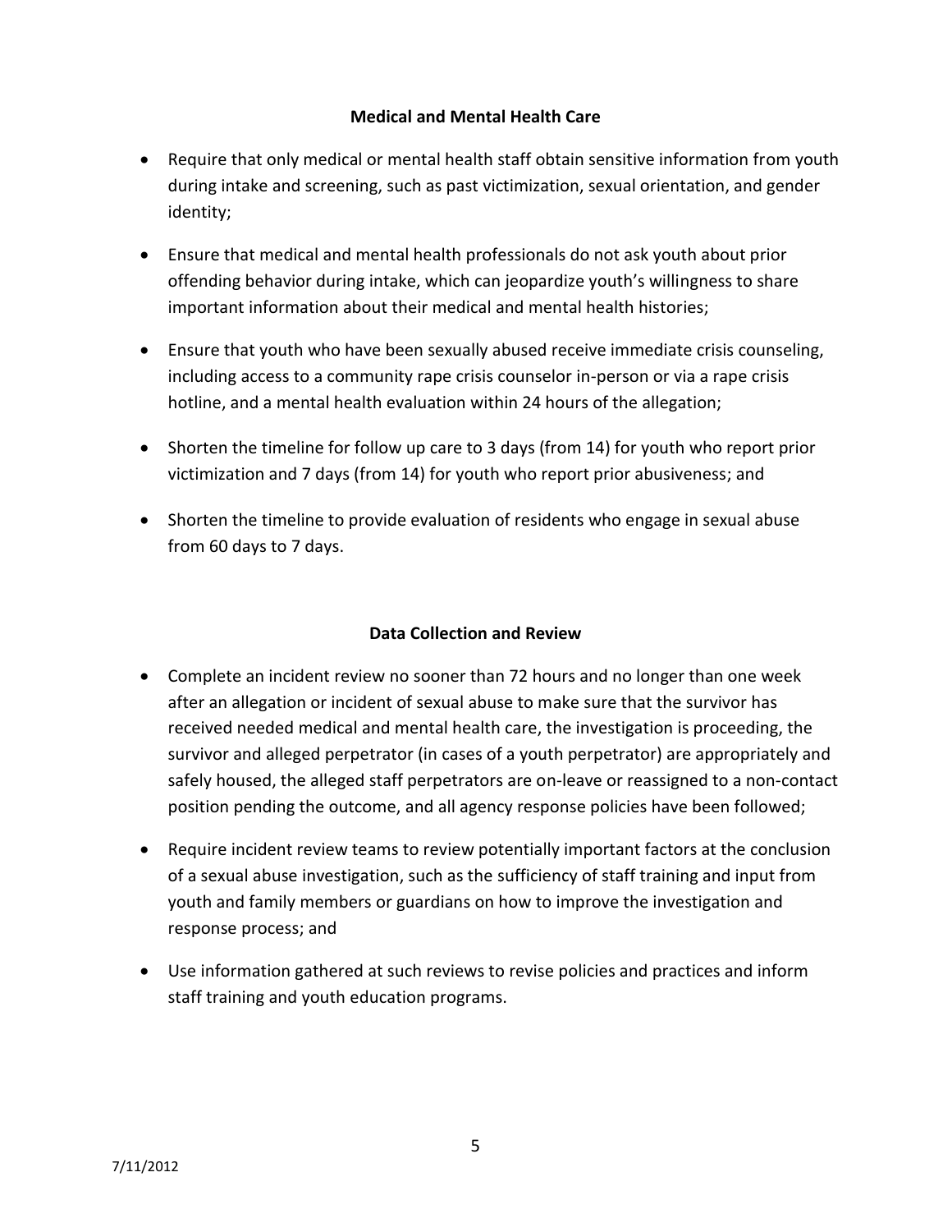### Medical and Mental Health Care

- Require that only medical or mental health staff obtain sensitive information from youth during intake and screening, such as past victimization, sexual orientation, and gender identity;
- Ensure that medical and mental health professionals do not ask youth about prior offending behavior during intake, which can jeopardize youth's willingness to share important information about their medical and mental health histories;
- Ensure that youth who have been sexually abused receive immediate crisis counseling, including access to a community rape crisis counselor in-person or via a rape crisis hotline, and a mental health evaluation within 24 hours of the allegation;
- Shorten the timeline for follow up care to 3 days (from 14) for youth who report prior victimization and 7 days (from 14) for youth who report prior abusiveness; and
- Shorten the timeline to provide evaluation of residents who engage in sexual abuse from 60 days to 7 days.

### Data Collection and Review

- Complete an incident review no sooner than 72 hours and no longer than one week after an allegation or incident of sexual abuse to make sure that the survivor has received needed medical and mental health care, the investigation is proceeding, the survivor and alleged perpetrator (in cases of a youth perpetrator) are appropriately and safely housed, the alleged staff perpetrators are on-leave or reassigned to a non-contact position pending the outcome, and all agency response policies have been followed;
- Require incident review teams to review potentially important factors at the conclusion of a sexual abuse investigation, such as the sufficiency of staff training and input from youth and family members or guardians on how to improve the investigation and response process; and
- Use information gathered at such reviews to revise policies and practices and inform staff training and youth education programs.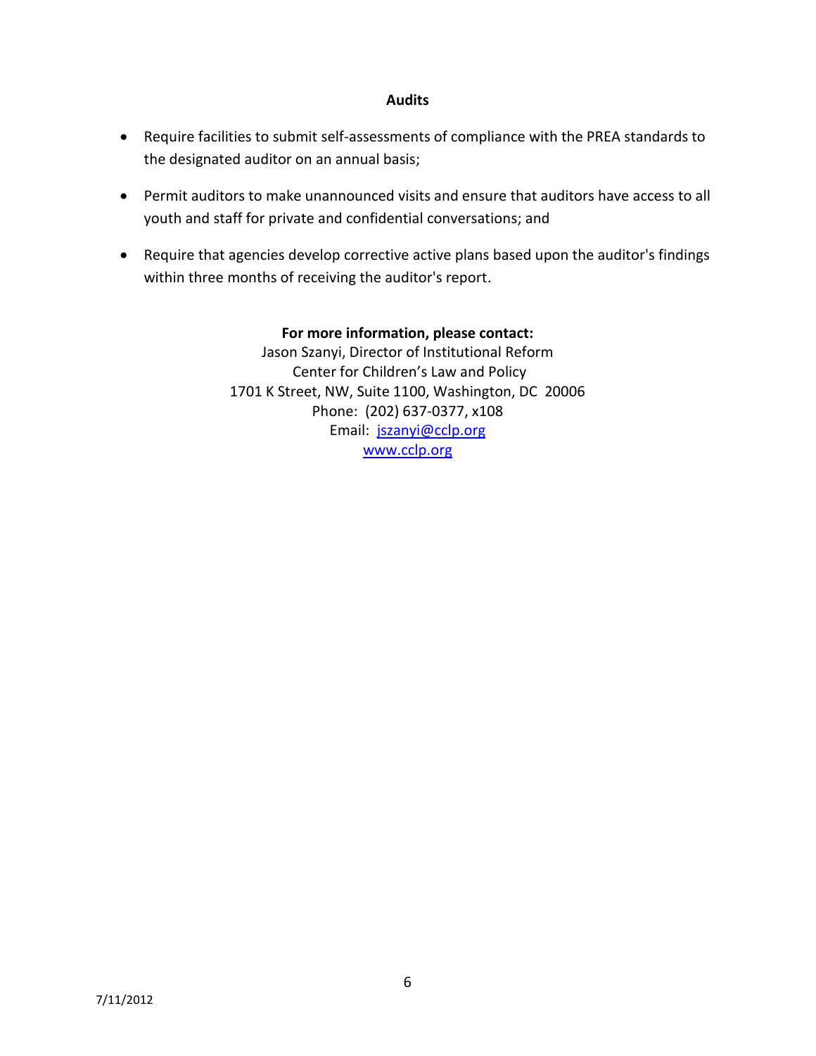**Audits**

- Require facilities to submit self-assessments of compliance with the PREA standards to the designated auditor on an annual basis;
- Permit auditors to make unannounced visits and ensure that auditors have access to all youth and staff for private and confidential conversations; and
- Require that agencies develop corrective active plans based upon the auditor's findings within three months of receiving the auditor's report.

**For more information, please contact:**
Jason Szanyi, Director of Institutional Reform
Center for Children's Law and Policy
1701 K Street, NW, Suite 1100, Washington, DC 20006
Phone: (202) 637-0377, x108
Email: jszanyi@cclp.org
www.cclp.org

7/11/2012